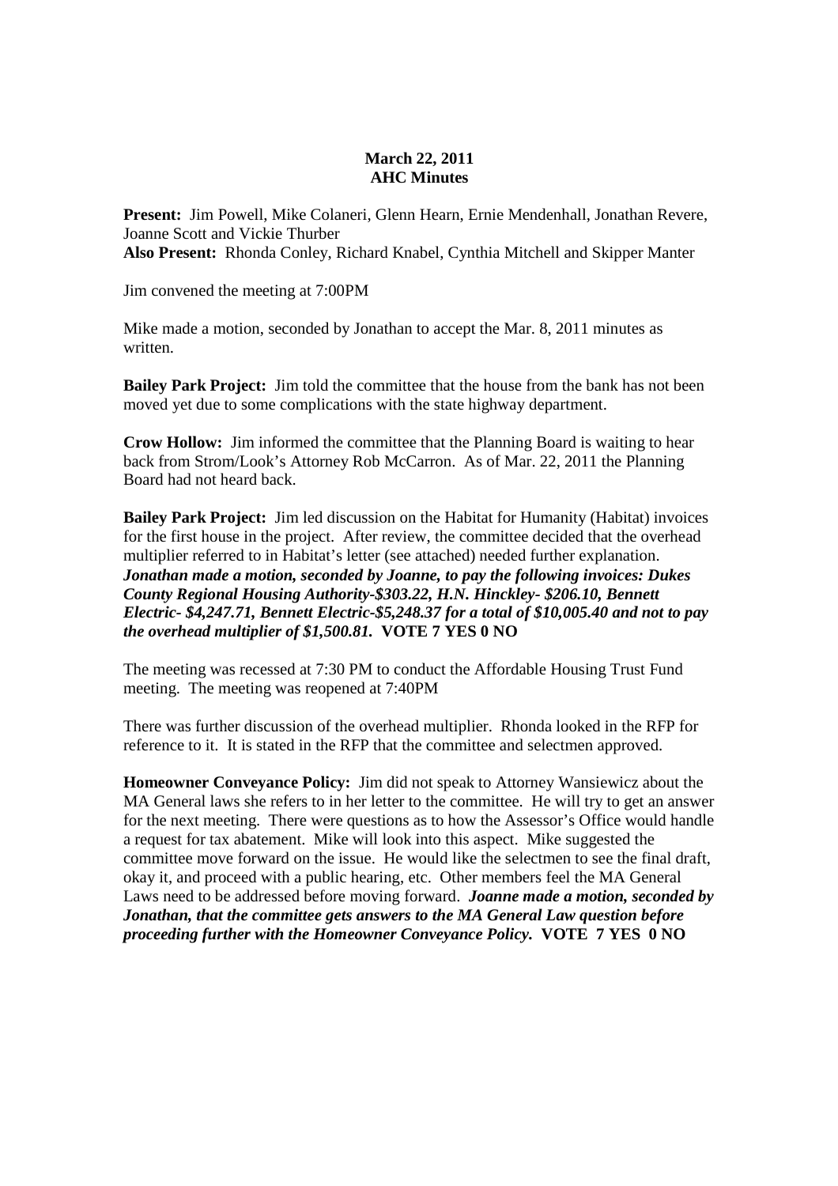**March 22, 2011**
**AHC Minutes**

**Present:** Jim Powell, Mike Colaneri, Glenn Hearn, Ernie Mendenhall, Jonathan Revere, Joanne Scott and Vickie Thurber
**Also Present:** Rhonda Conley, Richard Knabel, Cynthia Mitchell and Skipper Manter

Jim convened the meeting at 7:00PM

Mike made a motion, seconded by Jonathan to accept the Mar. 8, 2011 minutes as written.

**Bailey Park Project:** Jim told the committee that the house from the bank has not been moved yet due to some complications with the state highway department.

**Crow Hollow:** Jim informed the committee that the Planning Board is waiting to hear back from Strom/Look's Attorney Rob McCarron. As of Mar. 22, 2011 the Planning Board had not heard back.

**Bailey Park Project:** Jim led discussion on the Habitat for Humanity (Habitat) invoices for the first house in the project. After review, the committee decided that the overhead multiplier referred to in Habitat's letter (see attached) needed further explanation. ***Jonathan made a motion, seconded by Joanne, to pay the following invoices: Dukes County Regional Housing Authority-$303.22, H.N. Hinckley- $206.10, Bennett Electric- $4,247.71, Bennett Electric-$5,248.37 for a total of $10,005.40 and not to pay the overhead multiplier of $1,500.81.*** **VOTE 7 YES 0 NO**

The meeting was recessed at 7:30 PM to conduct the Affordable Housing Trust Fund meeting. The meeting was reopened at 7:40PM

There was further discussion of the overhead multiplier. Rhonda looked in the RFP for reference to it. It is stated in the RFP that the committee and selectmen approved.

**Homeowner Conveyance Policy:** Jim did not speak to Attorney Wansiewicz about the MA General laws she refers to in her letter to the committee. He will try to get an answer for the next meeting. There were questions as to how the Assessor's Office would handle a request for tax abatement. Mike will look into this aspect. Mike suggested the committee move forward on the issue. He would like the selectmen to see the final draft, okay it, and proceed with a public hearing, etc. Other members feel the MA General Laws need to be addressed before moving forward. ***Joanne made a motion, seconded by Jonathan, that the committee gets answers to the MA General Law question before proceeding further with the Homeowner Conveyance Policy.*** **VOTE 7 YES 0 NO**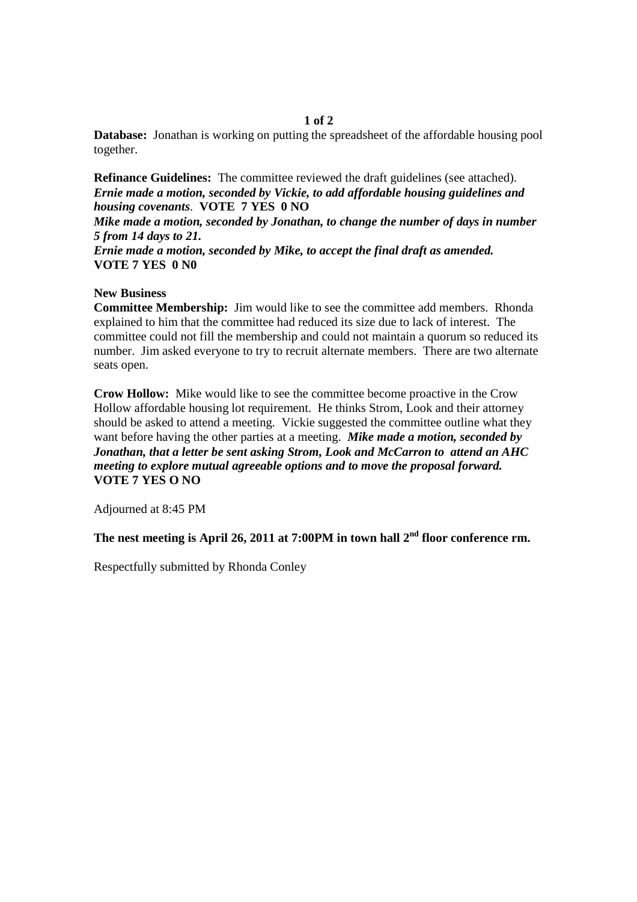**Database:** Jonathan is working on putting the spreadsheet of the affordable housing pool together.

**Refinance Guidelines:** The committee reviewed the draft guidelines (see attached). ***Ernie made a motion, seconded by Vickie, to add affordable housing guidelines and housing covenants*.** **VOTE 7 YES 0 NO**
***Mike made a motion, seconded by Jonathan, to change the number of days in number 5 from 14 days to 21.***
***Ernie made a motion, seconded by Mike, to accept the final draft as amended.***
**VOTE 7 YES 0 N0**

**New Business**
**Committee Membership:** Jim would like to see the committee add members. Rhonda explained to him that the committee had reduced its size due to lack of interest. The committee could not fill the membership and could not maintain a quorum so reduced its number. Jim asked everyone to try to recruit alternate members. There are two alternate seats open.

**Crow Hollow:** Mike would like to see the committee become proactive in the Crow Hollow affordable housing lot requirement. He thinks Strom, Look and their attorney should be asked to attend a meeting. Vickie suggested the committee outline what they want before having the other parties at a meeting. ***Mike made a motion, seconded by Jonathan, that a letter be sent asking Strom, Look and McCarron to attend an AHC meeting to explore mutual agreeable options and to move the proposal forward.***
**VOTE 7 YES O NO**

Adjourned at 8:45 PM

**The nest meeting is April 26, 2011 at 7:00PM in town hall 2nd floor conference rm.**

Respectfully submitted by Rhonda Conley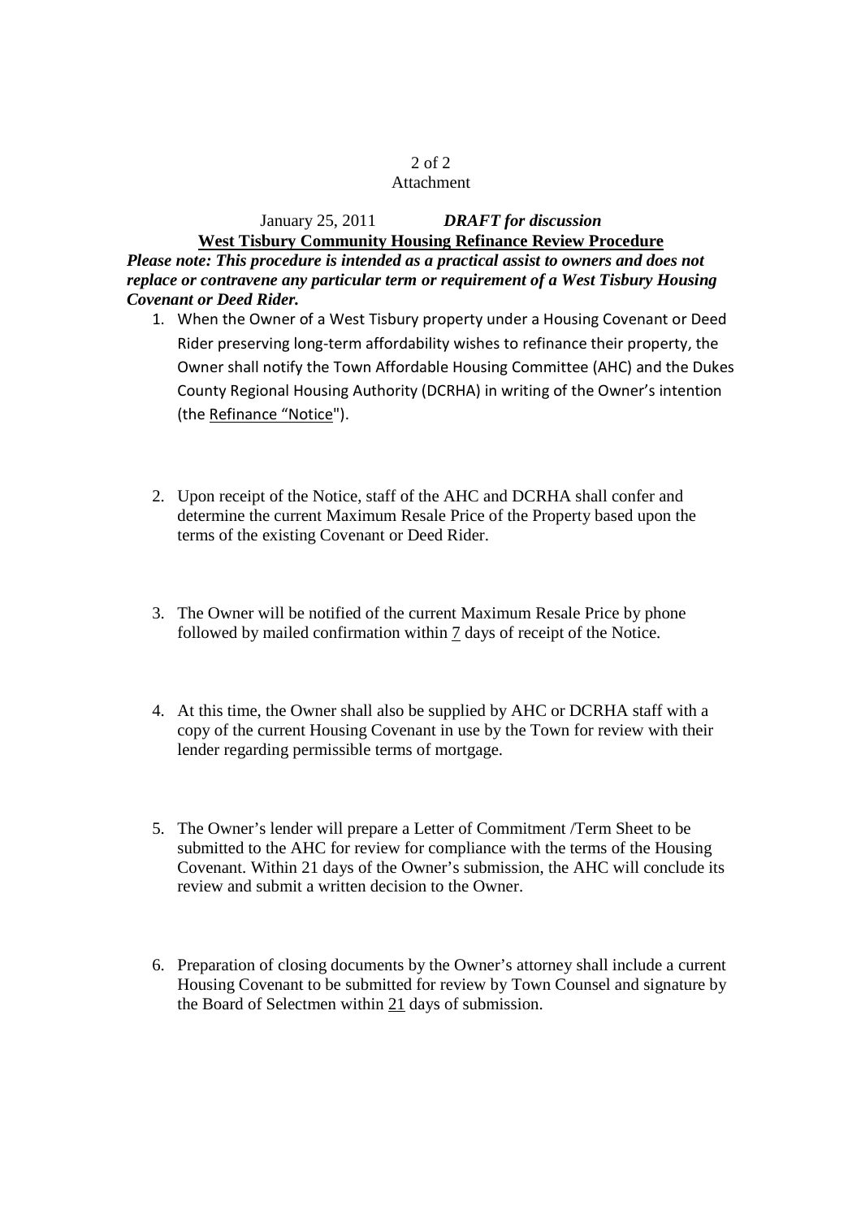Attachment

January 25, 2011 ***DRAFT for discussion***

**West Tisbury Community Housing Refinance Review Procedure**

***Please note: This procedure is intended as a practical assist to owners and does not replace or contravene any particular term or requirement of a West Tisbury Housing Covenant or Deed Rider.***

1. When the Owner of a West Tisbury property under a Housing Covenant or Deed Rider preserving long-term affordability wishes to refinance their property, the Owner shall notify the Town Affordable Housing Committee (AHC) and the Dukes County Regional Housing Authority (DCRHA) in writing of the Owner's intention (the Refinance "Notice").

2. Upon receipt of the Notice, staff of the AHC and DCRHA shall confer and determine the current Maximum Resale Price of the Property based upon the terms of the existing Covenant or Deed Rider.

3. The Owner will be notified of the current Maximum Resale Price by phone followed by mailed confirmation within 7 days of receipt of the Notice.

4. At this time, the Owner shall also be supplied by AHC or DCRHA staff with a copy of the current Housing Covenant in use by the Town for review with their lender regarding permissible terms of mortgage.

5. The Owner's lender will prepare a Letter of Commitment /Term Sheet to be submitted to the AHC for review for compliance with the terms of the Housing Covenant. Within 21 days of the Owner's submission, the AHC will conclude its review and submit a written decision to the Owner.

6. Preparation of closing documents by the Owner's attorney shall include a current Housing Covenant to be submitted for review by Town Counsel and signature by the Board of Selectmen within 21 days of submission.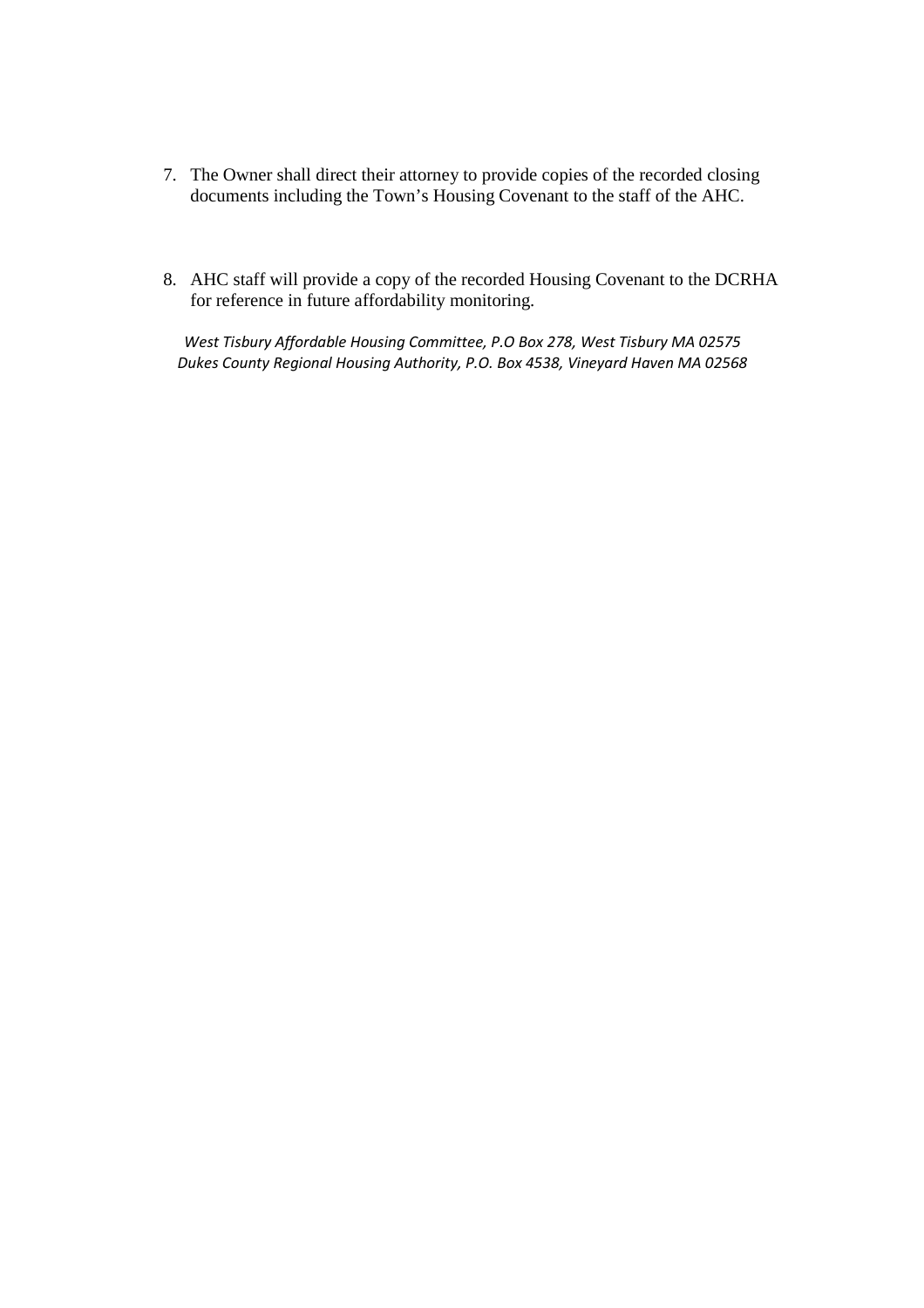7. The Owner shall direct their attorney to provide copies of the recorded closing documents including the Town's Housing Covenant to the staff of the AHC.

8. AHC staff will provide a copy of the recorded Housing Covenant to the DCRHA for reference in future affordability monitoring.

*West Tisbury Affordable Housing Committee, P.O Box 278, West Tisbury MA 02575*
*Dukes County Regional Housing Authority, P.O. Box 4538, Vineyard Haven MA 02568*